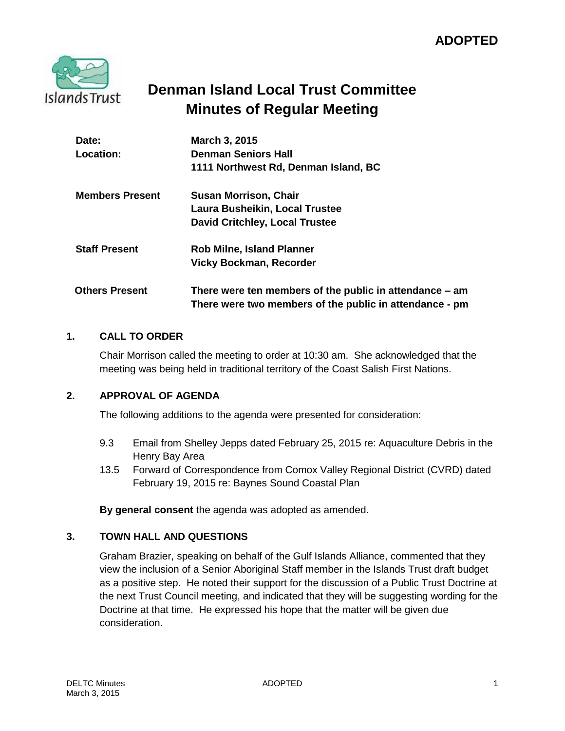**ADOPTED**

# Denman Island Local Trust Committee
# Minutes of Regular Meeting

| | |
|---|---|
| **Date:** | **March 3, 2015** |
| **Location:** | **Denman Seniors Hall**<br>**1111 Northwest Rd, Denman Island, BC** |
| **Members Present** | **Susan Morrison, Chair**<br>**Laura Busheikin, Local Trustee**<br>**David Critchley, Local Trustee** |
| **Staff Present** | **Rob Milne, Island Planner**<br>**Vicky Bockman, Recorder** |
| **Others Present** | **There were ten members of the public in attendance – am**<br>**There were two members of the public in attendance - pm** |

## 1. CALL TO ORDER

Chair Morrison called the meeting to order at 10:30 am. She acknowledged that the meeting was being held in traditional territory of the Coast Salish First Nations.

## 2. APPROVAL OF AGENDA

The following additions to the agenda were presented for consideration:

- 9.3 Email from Shelley Jepps dated February 25, 2015 re: Aquaculture Debris in the Henry Bay Area
- 13.5 Forward of Correspondence from Comox Valley Regional District (CVRD) dated February 19, 2015 re: Baynes Sound Coastal Plan

**By general consent** the agenda was adopted as amended.

## 3. TOWN HALL AND QUESTIONS

Graham Brazier, speaking on behalf of the Gulf Islands Alliance, commented that they view the inclusion of a Senior Aboriginal Staff member in the Islands Trust draft budget as a positive step. He noted their support for the discussion of a Public Trust Doctrine at the next Trust Council meeting, and indicated that they will be suggesting wording for the Doctrine at that time. He expressed his hope that the matter will be given due consideration.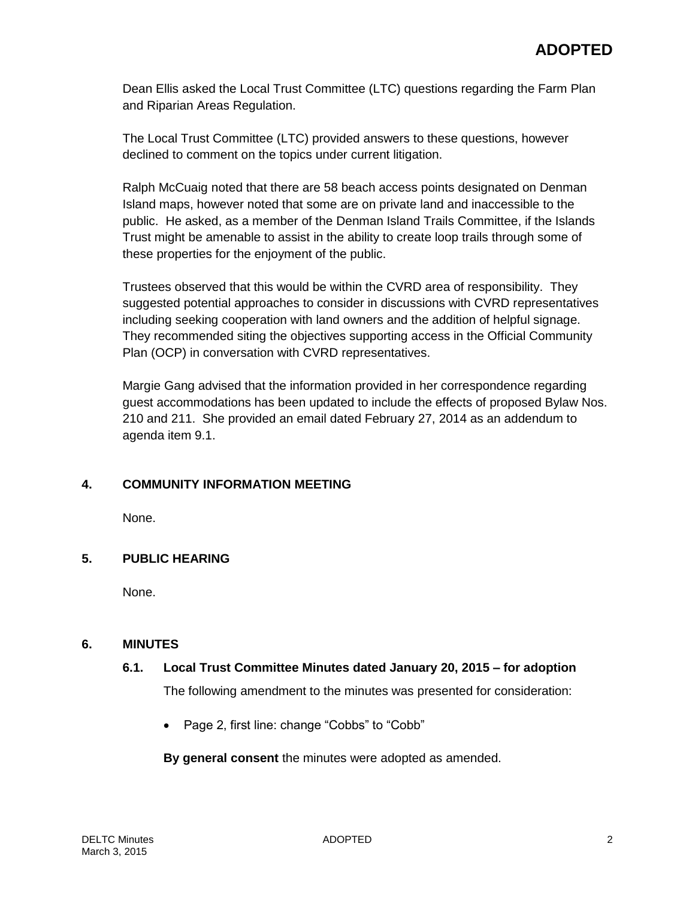Dean Ellis asked the Local Trust Committee (LTC) questions regarding the Farm Plan and Riparian Areas Regulation.

The Local Trust Committee (LTC) provided answers to these questions, however declined to comment on the topics under current litigation.

Ralph McCuaig noted that there are 58 beach access points designated on Denman Island maps, however noted that some are on private land and inaccessible to the public. He asked, as a member of the Denman Island Trails Committee, if the Islands Trust might be amenable to assist in the ability to create loop trails through some of these properties for the enjoyment of the public.

Trustees observed that this would be within the CVRD area of responsibility. They suggested potential approaches to consider in discussions with CVRD representatives including seeking cooperation with land owners and the addition of helpful signage. They recommended siting the objectives supporting access in the Official Community Plan (OCP) in conversation with CVRD representatives.

Margie Gang advised that the information provided in her correspondence regarding guest accommodations has been updated to include the effects of proposed Bylaw Nos. 210 and 211. She provided an email dated February 27, 2014 as an addendum to agenda item 9.1.

## 4. COMMUNITY INFORMATION MEETING

None.

## 5. PUBLIC HEARING

None.

## 6. MINUTES

### 6.1. Local Trust Committee Minutes dated January 20, 2015 – for adoption

The following amendment to the minutes was presented for consideration:

- Page 2, first line: change "Cobbs" to "Cobb"

**By general consent** the minutes were adopted as amended.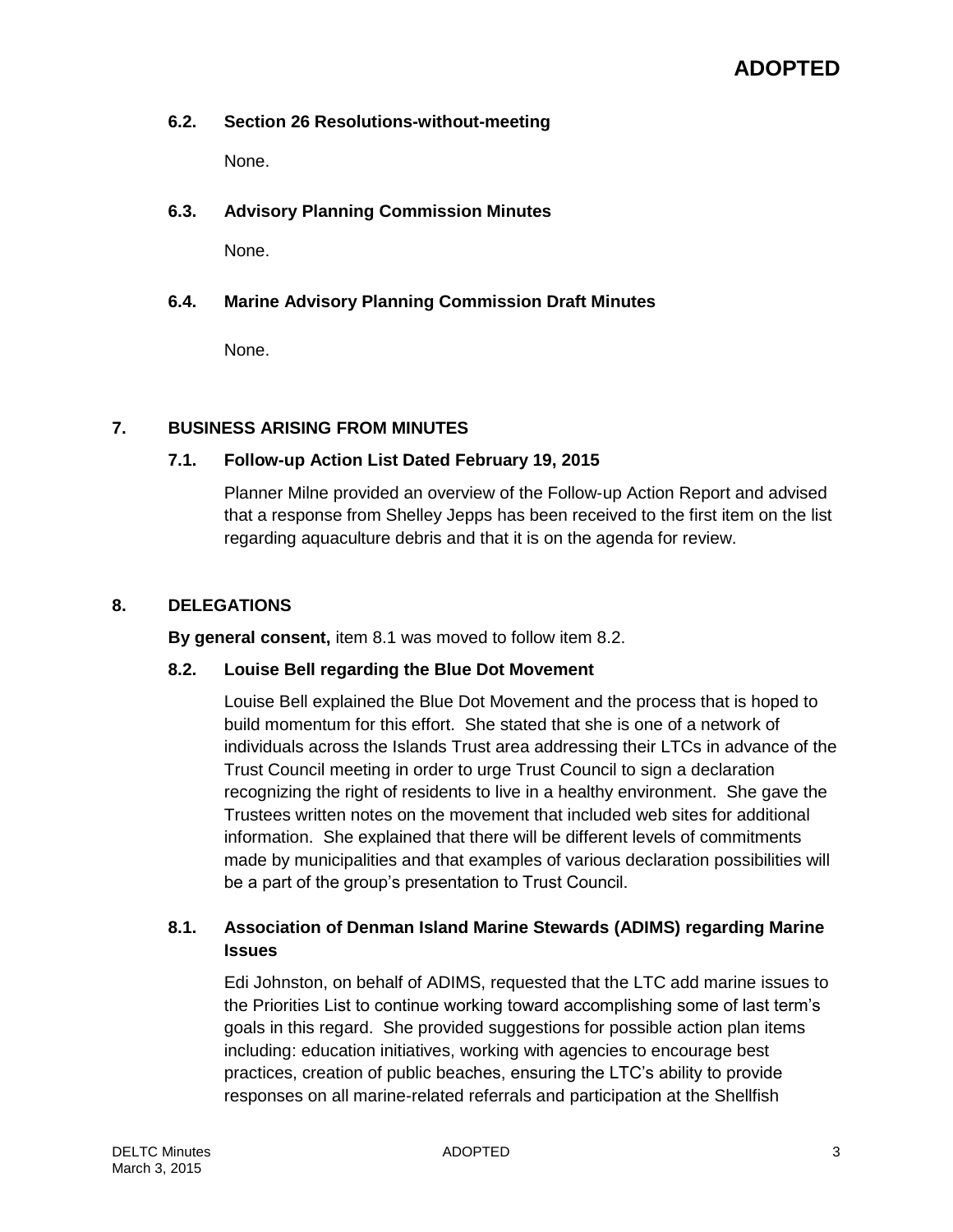**ADOPTED**

### 6.2. Section 26 Resolutions-without-meeting

None.

### 6.3. Advisory Planning Commission Minutes

None.

### 6.4. Marine Advisory Planning Commission Draft Minutes

None.

## 7. BUSINESS ARISING FROM MINUTES

### 7.1. Follow-up Action List Dated February 19, 2015

Planner Milne provided an overview of the Follow-up Action Report and advised that a response from Shelley Jepps has been received to the first item on the list regarding aquaculture debris and that it is on the agenda for review.

## 8. DELEGATIONS

**By general consent,** item 8.1 was moved to follow item 8.2.

### 8.2. Louise Bell regarding the Blue Dot Movement

Louise Bell explained the Blue Dot Movement and the process that is hoped to build momentum for this effort. She stated that she is one of a network of individuals across the Islands Trust area addressing their LTCs in advance of the Trust Council meeting in order to urge Trust Council to sign a declaration recognizing the right of residents to live in a healthy environment. She gave the Trustees written notes on the movement that included web sites for additional information. She explained that there will be different levels of commitments made by municipalities and that examples of various declaration possibilities will be a part of the group's presentation to Trust Council.

### 8.1. Association of Denman Island Marine Stewards (ADIMS) regarding Marine Issues

Edi Johnston, on behalf of ADIMS, requested that the LTC add marine issues to the Priorities List to continue working toward accomplishing some of last term's goals in this regard. She provided suggestions for possible action plan items including: education initiatives, working with agencies to encourage best practices, creation of public beaches, ensuring the LTC's ability to provide responses on all marine-related referrals and participation at the Shellfish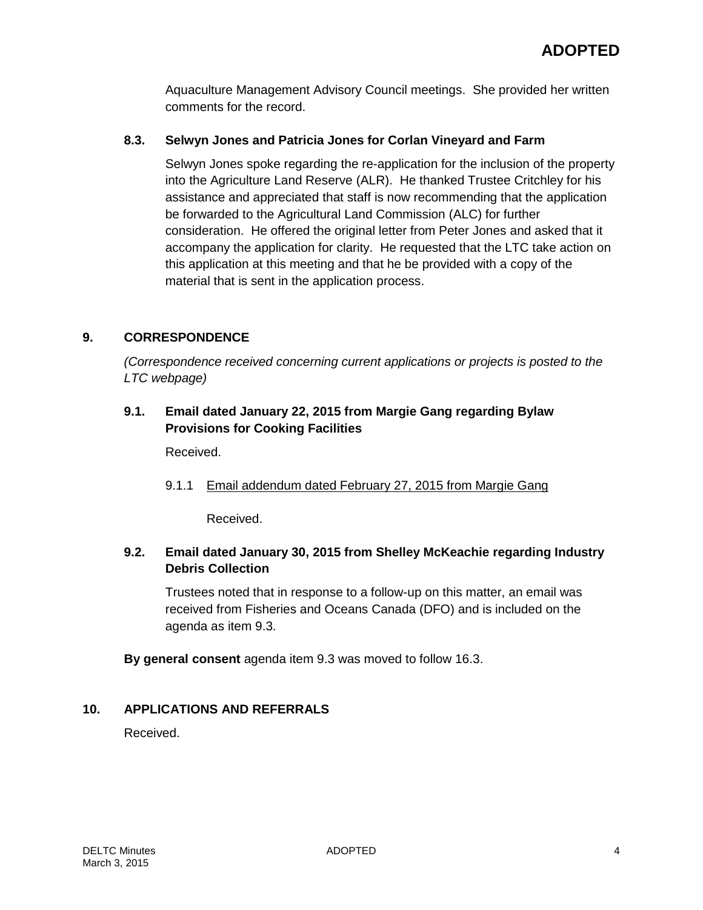Aquaculture Management Advisory Council meetings. She provided her written comments for the record.

### 8.3. Selwyn Jones and Patricia Jones for Corlan Vineyard and Farm

Selwyn Jones spoke regarding the re-application for the inclusion of the property into the Agriculture Land Reserve (ALR). He thanked Trustee Critchley for his assistance and appreciated that staff is now recommending that the application be forwarded to the Agricultural Land Commission (ALC) for further consideration. He offered the original letter from Peter Jones and asked that it accompany the application for clarity. He requested that the LTC take action on this application at this meeting and that he be provided with a copy of the material that is sent in the application process.

## 9. CORRESPONDENCE

*(Correspondence received concerning current applications or projects is posted to the LTC webpage)*

### 9.1. Email dated January 22, 2015 from Margie Gang regarding Bylaw Provisions for Cooking Facilities

Received.

9.1.1 Email addendum dated February 27, 2015 from Margie Gang

Received.

### 9.2. Email dated January 30, 2015 from Shelley McKeachie regarding Industry Debris Collection

Trustees noted that in response to a follow-up on this matter, an email was received from Fisheries and Oceans Canada (DFO) and is included on the agenda as item 9.3.

**By general consent** agenda item 9.3 was moved to follow 16.3.

## 10. APPLICATIONS AND REFERRALS

Received.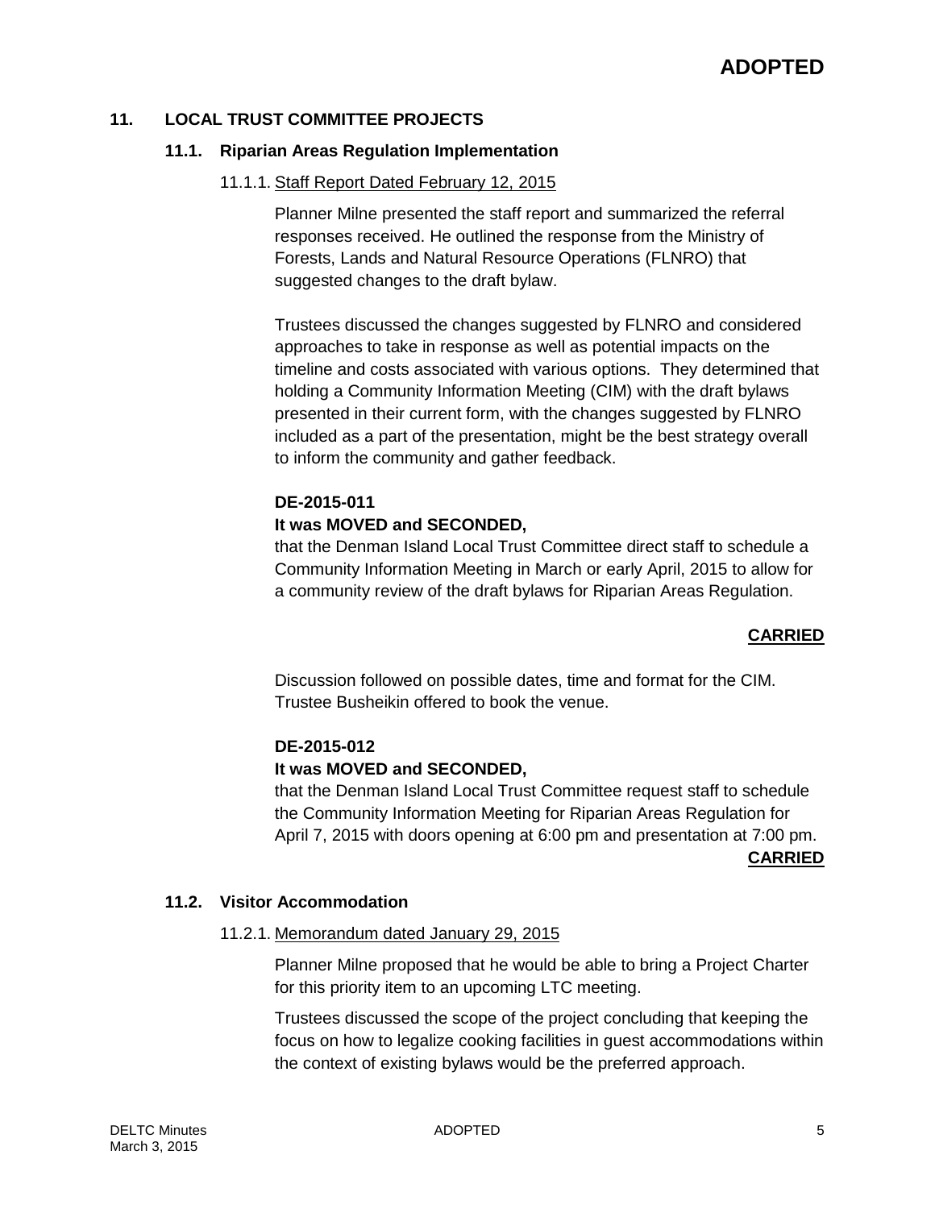**ADOPTED**

## 11. LOCAL TRUST COMMITTEE PROJECTS

### 11.1. Riparian Areas Regulation Implementation

#### 11.1.1. Staff Report Dated February 12, 2015

Planner Milne presented the staff report and summarized the referral responses received. He outlined the response from the Ministry of Forests, Lands and Natural Resource Operations (FLNRO) that suggested changes to the draft bylaw.

Trustees discussed the changes suggested by FLNRO and considered approaches to take in response as well as potential impacts on the timeline and costs associated with various options. They determined that holding a Community Information Meeting (CIM) with the draft bylaws presented in their current form, with the changes suggested by FLNRO included as a part of the presentation, might be the best strategy overall to inform the community and gather feedback.

**DE-2015-011**

**It was MOVED and SECONDED,**

that the Denman Island Local Trust Committee direct staff to schedule a Community Information Meeting in March or early April, 2015 to allow for a community review of the draft bylaws for Riparian Areas Regulation.

**CARRIED**

Discussion followed on possible dates, time and format for the CIM. Trustee Busheikin offered to book the venue.

**DE-2015-012**

**It was MOVED and SECONDED,**

that the Denman Island Local Trust Committee request staff to schedule the Community Information Meeting for Riparian Areas Regulation for April 7, 2015 with doors opening at 6:00 pm and presentation at 7:00 pm.

**CARRIED**

### 11.2. Visitor Accommodation

#### 11.2.1. Memorandum dated January 29, 2015

Planner Milne proposed that he would be able to bring a Project Charter for this priority item to an upcoming LTC meeting.

Trustees discussed the scope of the project concluding that keeping the focus on how to legalize cooking facilities in guest accommodations within the context of existing bylaws would be the preferred approach.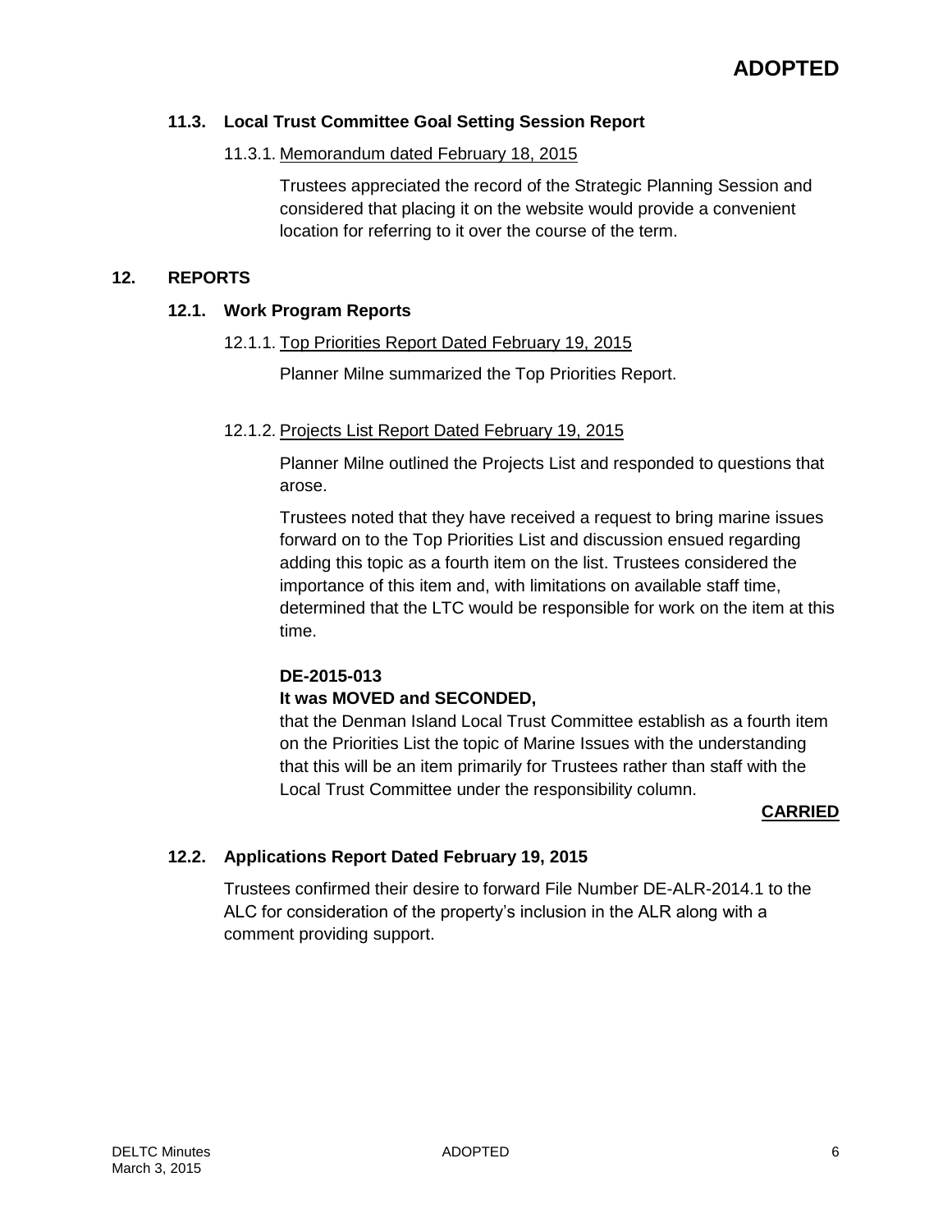### 11.3. Local Trust Committee Goal Setting Session Report

11.3.1. Memorandum dated February 18, 2015

Trustees appreciated the record of the Strategic Planning Session and considered that placing it on the website would provide a convenient location for referring to it over the course of the term.

## 12. REPORTS

### 12.1. Work Program Reports

12.1.1. Top Priorities Report Dated February 19, 2015

Planner Milne summarized the Top Priorities Report.

12.1.2. Projects List Report Dated February 19, 2015

Planner Milne outlined the Projects List and responded to questions that arose.

Trustees noted that they have received a request to bring marine issues forward on to the Top Priorities List and discussion ensued regarding adding this topic as a fourth item on the list. Trustees considered the importance of this item and, with limitations on available staff time, determined that the LTC would be responsible for work on the item at this time.

**DE-2015-013**
**It was MOVED and SECONDED,**
that the Denman Island Local Trust Committee establish as a fourth item on the Priorities List the topic of Marine Issues with the understanding that this will be an item primarily for Trustees rather than staff with the Local Trust Committee under the responsibility column.

**CARRIED**

### 12.2. Applications Report Dated February 19, 2015

Trustees confirmed their desire to forward File Number DE-ALR-2014.1 to the ALC for consideration of the property's inclusion in the ALR along with a comment providing support.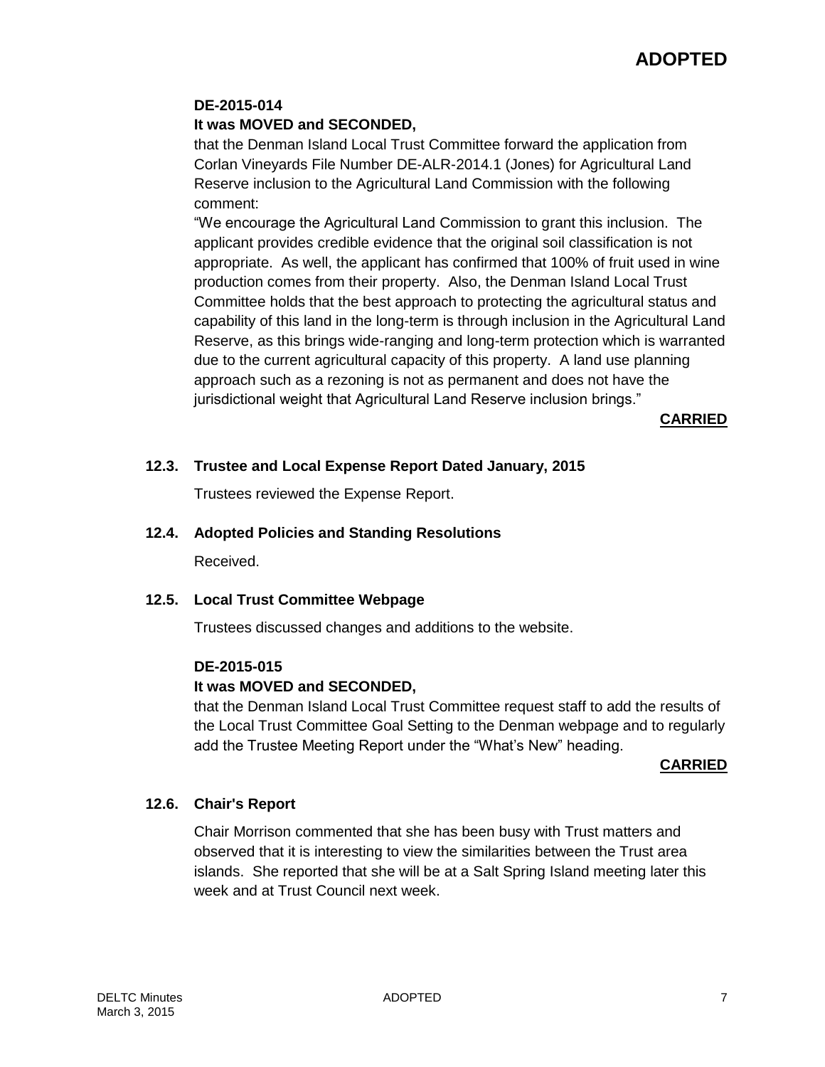**ADOPTED**

**DE-2015-014**
**It was MOVED and SECONDED,**

that the Denman Island Local Trust Committee forward the application from Corlan Vineyards File Number DE-ALR-2014.1 (Jones) for Agricultural Land Reserve inclusion to the Agricultural Land Commission with the following comment:

"We encourage the Agricultural Land Commission to grant this inclusion. The applicant provides credible evidence that the original soil classification is not appropriate. As well, the applicant has confirmed that 100% of fruit used in wine production comes from their property. Also, the Denman Island Local Trust Committee holds that the best approach to protecting the agricultural status and capability of this land in the long-term is through inclusion in the Agricultural Land Reserve, as this brings wide-ranging and long-term protection which is warranted due to the current agricultural capacity of this property. A land use planning approach such as a rezoning is not as permanent and does not have the jurisdictional weight that Agricultural Land Reserve inclusion brings."

**CARRIED**

### 12.3. Trustee and Local Expense Report Dated January, 2015

Trustees reviewed the Expense Report.

### 12.4. Adopted Policies and Standing Resolutions

Received.

### 12.5. Local Trust Committee Webpage

Trustees discussed changes and additions to the website.

**DE-2015-015**
**It was MOVED and SECONDED,**

that the Denman Island Local Trust Committee request staff to add the results of the Local Trust Committee Goal Setting to the Denman webpage and to regularly add the Trustee Meeting Report under the "What's New" heading.

**CARRIED**

### 12.6. Chair's Report

Chair Morrison commented that she has been busy with Trust matters and observed that it is interesting to view the similarities between the Trust area islands. She reported that she will be at a Salt Spring Island meeting later this week and at Trust Council next week.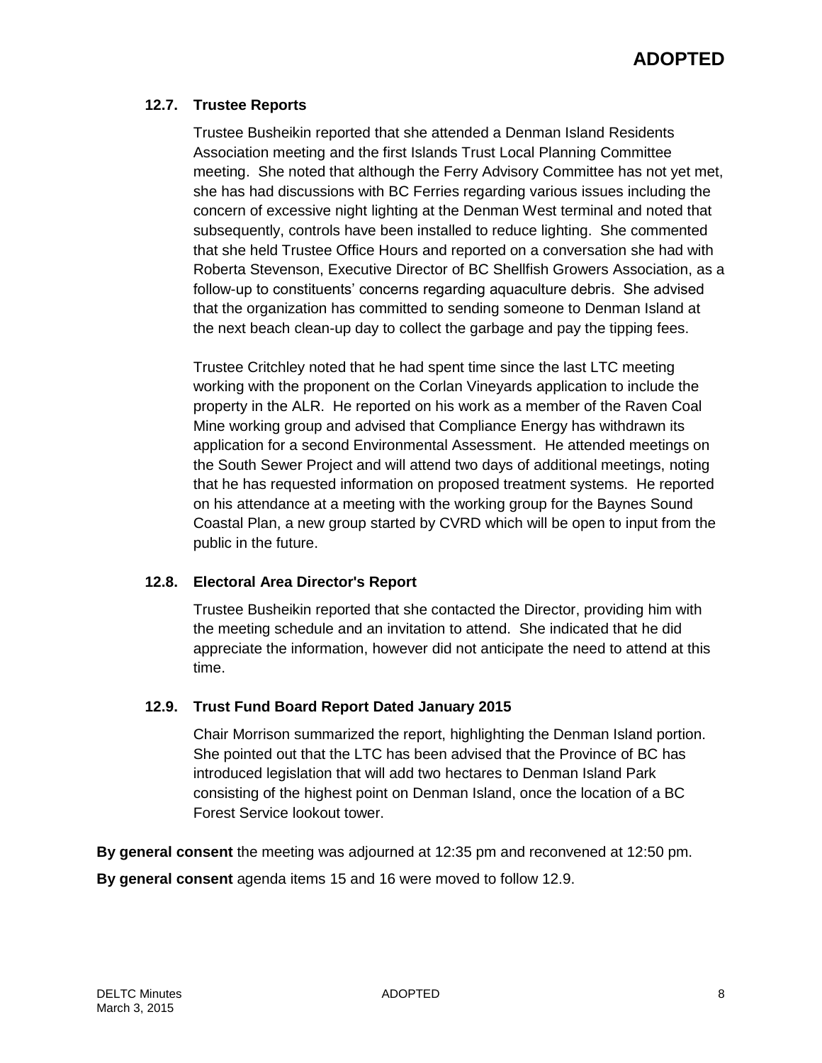### 12.7. Trustee Reports

Trustee Busheikin reported that she attended a Denman Island Residents Association meeting and the first Islands Trust Local Planning Committee meeting. She noted that although the Ferry Advisory Committee has not yet met, she has had discussions with BC Ferries regarding various issues including the concern of excessive night lighting at the Denman West terminal and noted that subsequently, controls have been installed to reduce lighting. She commented that she held Trustee Office Hours and reported on a conversation she had with Roberta Stevenson, Executive Director of BC Shellfish Growers Association, as a follow-up to constituents' concerns regarding aquaculture debris. She advised that the organization has committed to sending someone to Denman Island at the next beach clean-up day to collect the garbage and pay the tipping fees.

Trustee Critchley noted that he had spent time since the last LTC meeting working with the proponent on the Corlan Vineyards application to include the property in the ALR. He reported on his work as a member of the Raven Coal Mine working group and advised that Compliance Energy has withdrawn its application for a second Environmental Assessment. He attended meetings on the South Sewer Project and will attend two days of additional meetings, noting that he has requested information on proposed treatment systems. He reported on his attendance at a meeting with the working group for the Baynes Sound Coastal Plan, a new group started by CVRD which will be open to input from the public in the future.

### 12.8. Electoral Area Director's Report

Trustee Busheikin reported that she contacted the Director, providing him with the meeting schedule and an invitation to attend. She indicated that he did appreciate the information, however did not anticipate the need to attend at this time.

### 12.9. Trust Fund Board Report Dated January 2015

Chair Morrison summarized the report, highlighting the Denman Island portion. She pointed out that the LTC has been advised that the Province of BC has introduced legislation that will add two hectares to Denman Island Park consisting of the highest point on Denman Island, once the location of a BC Forest Service lookout tower.

**By general consent** the meeting was adjourned at 12:35 pm and reconvened at 12:50 pm.

**By general consent** agenda items 15 and 16 were moved to follow 12.9.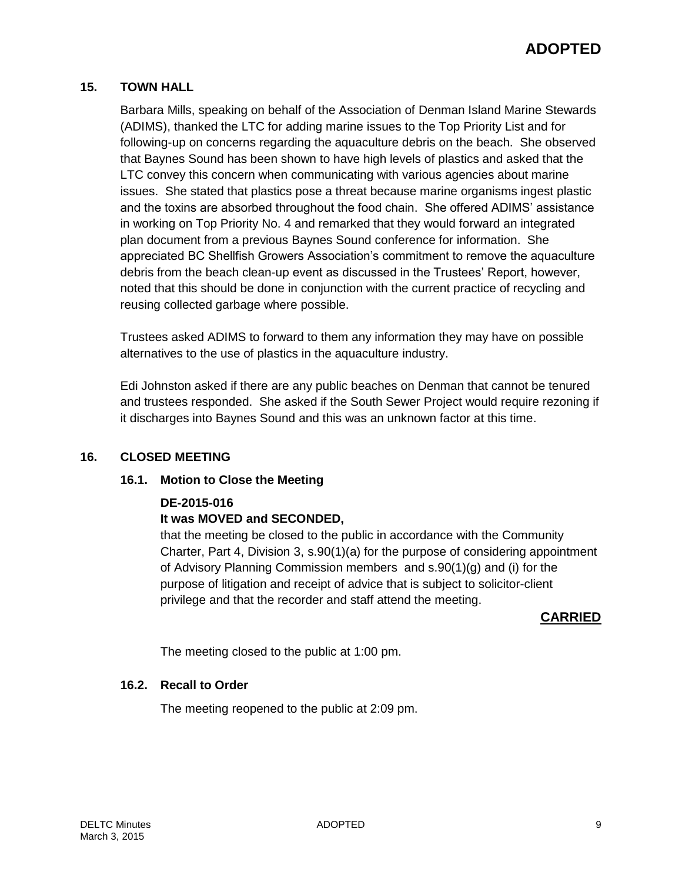**ADOPTED**

## 15. TOWN HALL

Barbara Mills, speaking on behalf of the Association of Denman Island Marine Stewards (ADIMS), thanked the LTC for adding marine issues to the Top Priority List and for following-up on concerns regarding the aquaculture debris on the beach. She observed that Baynes Sound has been shown to have high levels of plastics and asked that the LTC convey this concern when communicating with various agencies about marine issues. She stated that plastics pose a threat because marine organisms ingest plastic and the toxins are absorbed throughout the food chain. She offered ADIMS' assistance in working on Top Priority No. 4 and remarked that they would forward an integrated plan document from a previous Baynes Sound conference for information. She appreciated BC Shellfish Growers Association's commitment to remove the aquaculture debris from the beach clean-up event as discussed in the Trustees' Report, however, noted that this should be done in conjunction with the current practice of recycling and reusing collected garbage where possible.

Trustees asked ADIMS to forward to them any information they may have on possible alternatives to the use of plastics in the aquaculture industry.

Edi Johnston asked if there are any public beaches on Denman that cannot be tenured and trustees responded. She asked if the South Sewer Project would require rezoning if it discharges into Baynes Sound and this was an unknown factor at this time.

## 16. CLOSED MEETING

### 16.1. Motion to Close the Meeting

**DE-2015-016**
**It was MOVED and SECONDED,**
that the meeting be closed to the public in accordance with the Community Charter, Part 4, Division 3, s.90(1)(a) for the purpose of considering appointment of Advisory Planning Commission members and s.90(1)(g) and (i) for the purpose of litigation and receipt of advice that is subject to solicitor-client privilege and that the recorder and staff attend the meeting.

**CARRIED**

The meeting closed to the public at 1:00 pm.

### 16.2. Recall to Order

The meeting reopened to the public at 2:09 pm.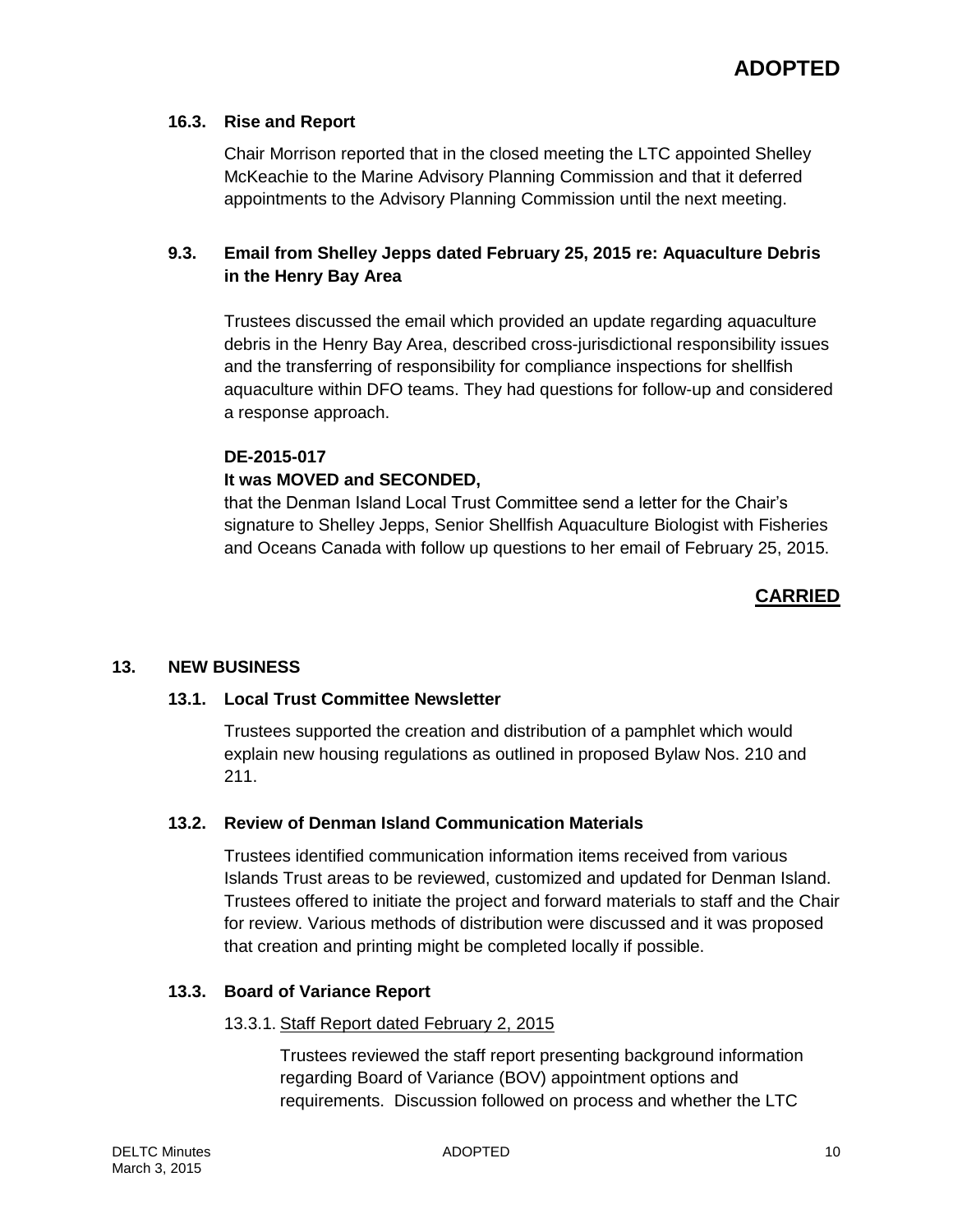**ADOPTED**

### 16.3. Rise and Report

Chair Morrison reported that in the closed meeting the LTC appointed Shelley McKeachie to the Marine Advisory Planning Commission and that it deferred appointments to the Advisory Planning Commission until the next meeting.

### 9.3. Email from Shelley Jepps dated February 25, 2015 re: Aquaculture Debris in the Henry Bay Area

Trustees discussed the email which provided an update regarding aquaculture debris in the Henry Bay Area, described cross-jurisdictional responsibility issues and the transferring of responsibility for compliance inspections for shellfish aquaculture within DFO teams. They had questions for follow-up and considered a response approach.

**DE-2015-017**

**It was MOVED and SECONDED,**

that the Denman Island Local Trust Committee send a letter for the Chair's signature to Shelley Jepps, Senior Shellfish Aquaculture Biologist with Fisheries and Oceans Canada with follow up questions to her email of February 25, 2015.

**CARRIED**

## 13. NEW BUSINESS

### 13.1. Local Trust Committee Newsletter

Trustees supported the creation and distribution of a pamphlet which would explain new housing regulations as outlined in proposed Bylaw Nos. 210 and 211.

### 13.2. Review of Denman Island Communication Materials

Trustees identified communication information items received from various Islands Trust areas to be reviewed, customized and updated for Denman Island. Trustees offered to initiate the project and forward materials to staff and the Chair for review. Various methods of distribution were discussed and it was proposed that creation and printing might be completed locally if possible.

### 13.3. Board of Variance Report

13.3.1. Staff Report dated February 2, 2015

Trustees reviewed the staff report presenting background information regarding Board of Variance (BOV) appointment options and requirements. Discussion followed on process and whether the LTC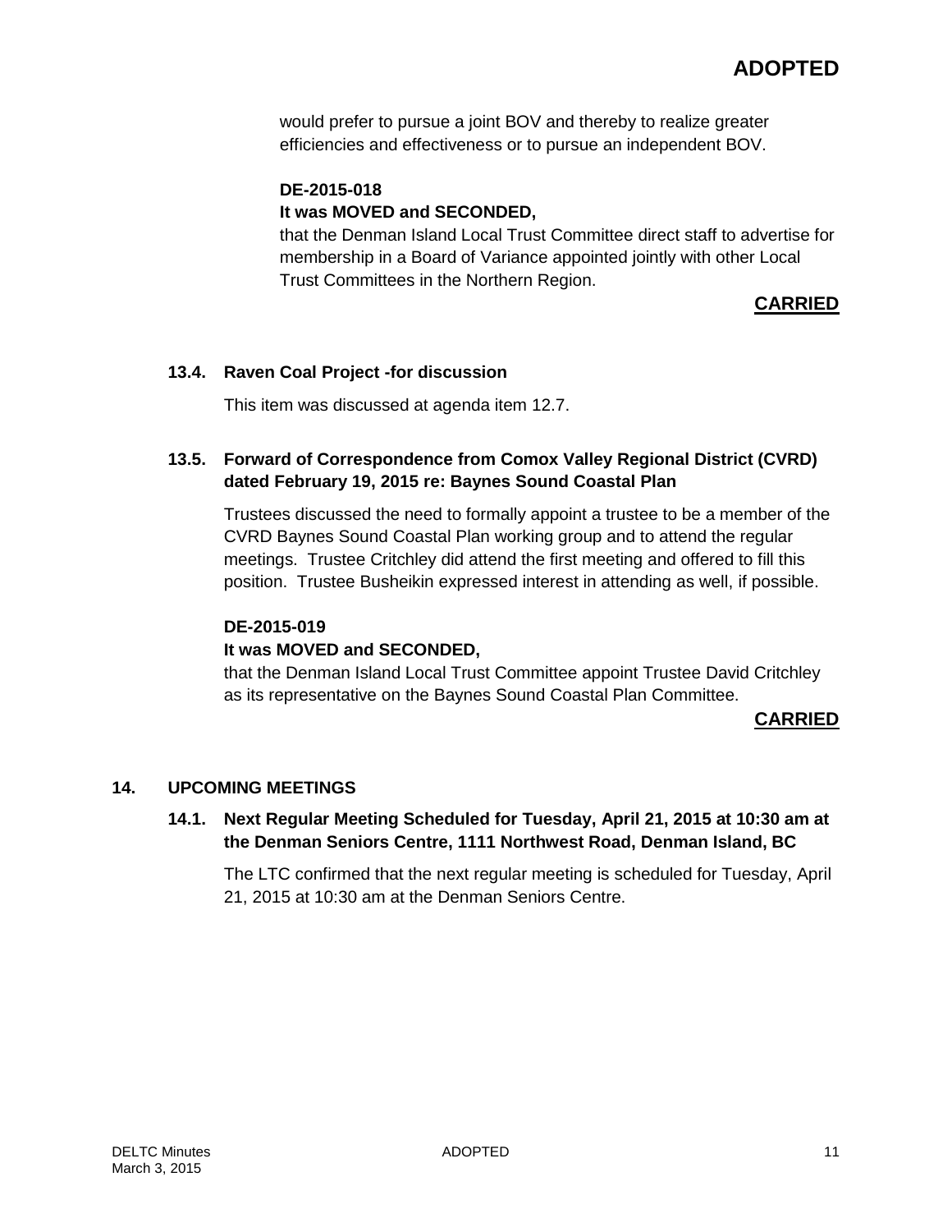would prefer to pursue a joint BOV and thereby to realize greater efficiencies and effectiveness or to pursue an independent BOV.

**DE-2015-018**

**It was MOVED and SECONDED,**

that the Denman Island Local Trust Committee direct staff to advertise for membership in a Board of Variance appointed jointly with other Local Trust Committees in the Northern Region.

**CARRIED**

### 13.4. Raven Coal Project -for discussion

This item was discussed at agenda item 12.7.

### 13.5. Forward of Correspondence from Comox Valley Regional District (CVRD) dated February 19, 2015 re: Baynes Sound Coastal Plan

Trustees discussed the need to formally appoint a trustee to be a member of the CVRD Baynes Sound Coastal Plan working group and to attend the regular meetings. Trustee Critchley did attend the first meeting and offered to fill this position. Trustee Busheikin expressed interest in attending as well, if possible.

**DE-2015-019**

**It was MOVED and SECONDED,**

that the Denman Island Local Trust Committee appoint Trustee David Critchley as its representative on the Baynes Sound Coastal Plan Committee.

**CARRIED**

## 14. UPCOMING MEETINGS

### 14.1. Next Regular Meeting Scheduled for Tuesday, April 21, 2015 at 10:30 am at the Denman Seniors Centre, 1111 Northwest Road, Denman Island, BC

The LTC confirmed that the next regular meeting is scheduled for Tuesday, April 21, 2015 at 10:30 am at the Denman Seniors Centre.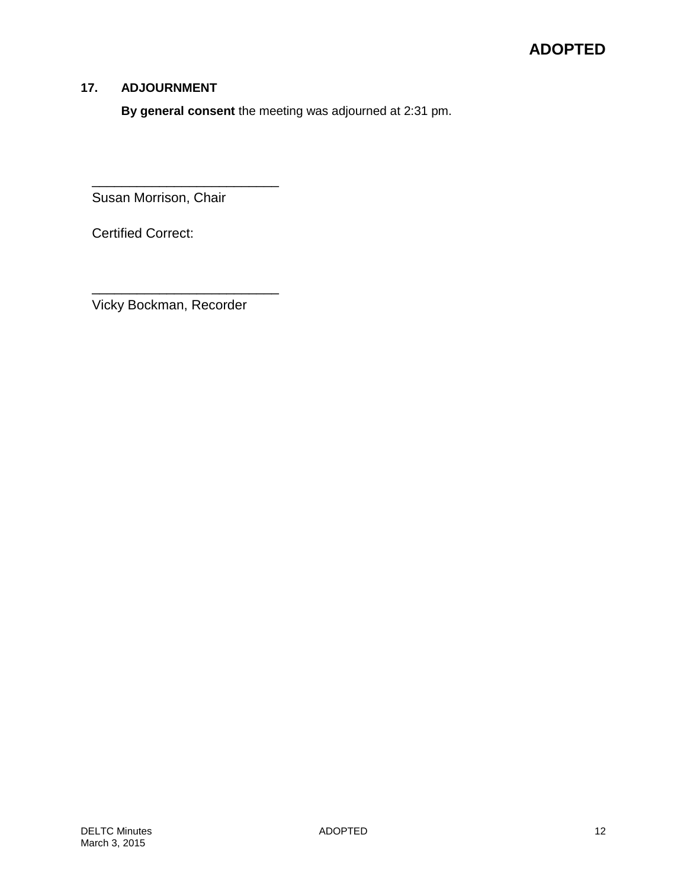**ADOPTED**

### 17. ADJOURNMENT

**By general consent** the meeting was adjourned at 2:31 pm.

\_\_\_\_\_\_\_\_\_\_\_\_\_\_\_\_\_\_\_\_\_\_\_\_\_\_

Susan Morrison, Chair

Certified Correct:

\_\_\_\_\_\_\_\_\_\_\_\_\_\_\_\_\_\_\_\_\_\_\_\_\_\_

Vicky Bockman, Recorder